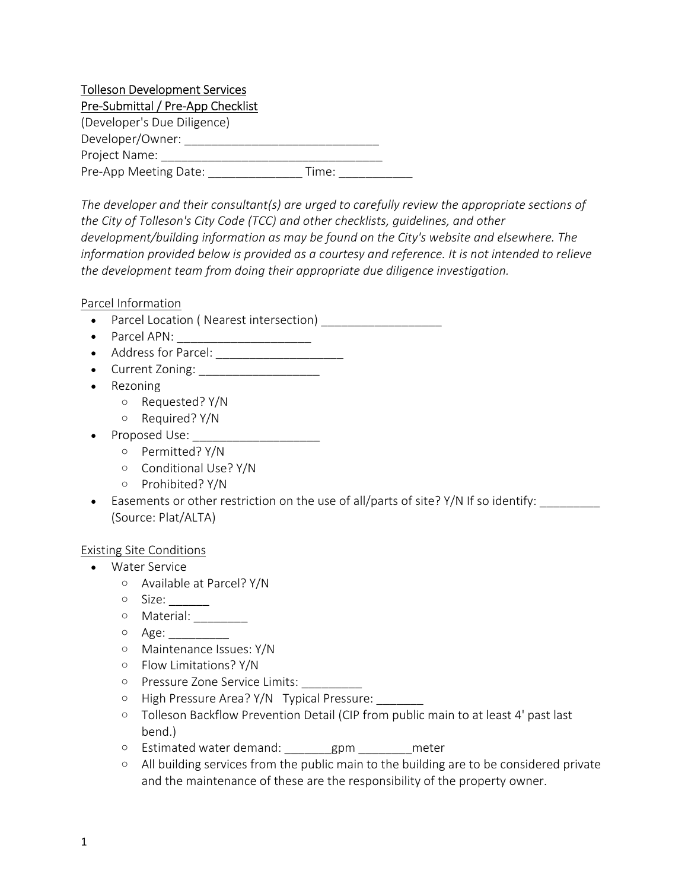Tolleson Development Services
Pre-Submittal / Pre-App Checklist
(Developer's Due Diligence)
Developer/Owner: ______________________________
Project Name: __________________________________
Pre-App Meeting Date: ______________ Time: ___________

*The developer and their consultant(s) are urged to carefully review the appropriate sections of the City of Tolleson's City Code (TCC) and other checklists, guidelines, and other development/building information as may be found on the City's website and elsewhere. The information provided below is provided as a courtesy and reference. It is not intended to relieve the development team from doing their appropriate due diligence investigation.*

Parcel Information

- Parcel Location ( Nearest intersection) __________________
- Parcel APN: ____________________
- Address for Parcel: ___________________
- Current Zoning: __________________
- Rezoning
  - Requested? Y/N
  - Required? Y/N
- Proposed Use: ___________________
  - Permitted? Y/N
  - Conditional Use? Y/N
  - Prohibited? Y/N
- Easements or other restriction on the use of all/parts of site? Y/N If so identify: _________ (Source: Plat/ALTA)

Existing Site Conditions

- Water Service
  - Available at Parcel? Y/N
  - Size: ______
  - Material: ________
  - Age: _________
  - Maintenance Issues: Y/N
  - Flow Limitations? Y/N
  - Pressure Zone Service Limits: _________
  - High Pressure Area? Y/N Typical Pressure: _______
  - Tolleson Backflow Prevention Detail (CIP from public main to at least 4' past last bend.)
  - Estimated water demand: _______gpm ________meter
  - All building services from the public main to the building are to be considered private and the maintenance of these are the responsibility of the property owner.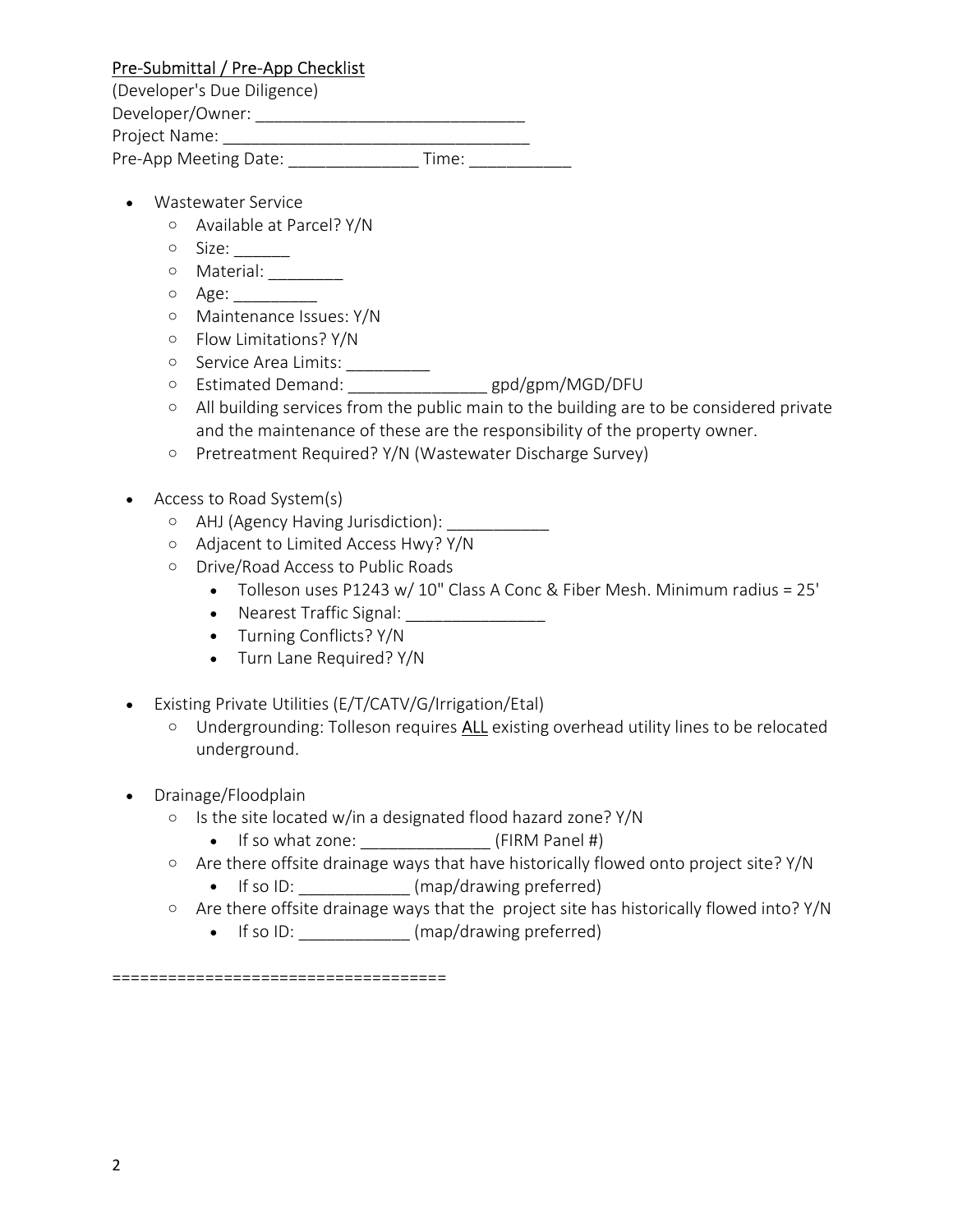<u>Pre-Submittal / Pre-App Checklist</u>

(Developer's Due Diligence)

Developer/Owner: ______________________________

Project Name: __________________________________

Pre-App Meeting Date: ______________ Time: ___________

- Wastewater Service
  - Available at Parcel? Y/N
  - Size: ______
  - Material: ________
  - Age: _________
  - Maintenance Issues: Y/N
  - Flow Limitations? Y/N
  - Service Area Limits: _________
  - Estimated Demand: _______________ gpd/gpm/MGD/DFU
  - All building services from the public main to the building are to be considered private and the maintenance of these are the responsibility of the property owner.
  - Pretreatment Required? Y/N (Wastewater Discharge Survey)

- Access to Road System(s)
  - AHJ (Agency Having Jurisdiction): ___________
  - Adjacent to Limited Access Hwy? Y/N
  - Drive/Road Access to Public Roads
    - Tolleson uses P1243 w/ 10" Class A Conc & Fiber Mesh. Minimum radius = 25'
    - Nearest Traffic Signal: _______________
    - Turning Conflicts? Y/N
    - Turn Lane Required? Y/N

- Existing Private Utilities (E/T/CATV/G/Irrigation/Etal)
  - Undergrounding: Tolleson requires <u>ALL</u> existing overhead utility lines to be relocated underground.

- Drainage/Floodplain
  - Is the site located w/in a designated flood hazard zone? Y/N
    - If so what zone: ______________ (FIRM Panel #)
  - Are there offsite drainage ways that have historically flowed onto project site? Y/N
    - If so ID: ____________ (map/drawing preferred)
  - Are there offsite drainage ways that the project site has historically flowed into? Y/N
    - If so ID: ____________ (map/drawing preferred)

===================================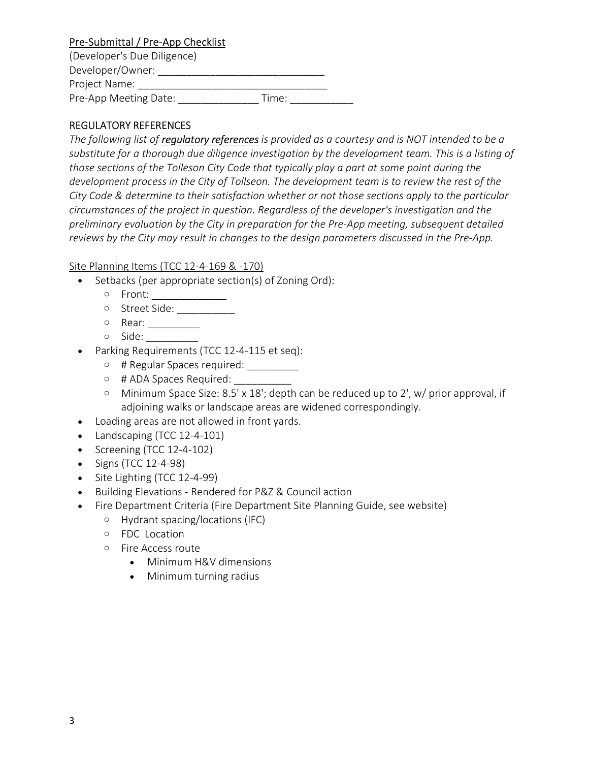Pre-Submittal / Pre-App Checklist

(Developer's Due Diligence)

Developer/Owner: ______________________________

Project Name: _________________________________

Pre-App Meeting Date: ______________ Time: ___________

## REGULATORY REFERENCES

*The following list of **regulatory references** is provided as a courtesy and is NOT intended to be a substitute for a thorough due diligence investigation by the development team. This is a listing of those sections of the Tolleson City Code that typically play a part at some point during the development process in the City of Tollseon. The development team is to review the rest of the City Code & determine to their satisfaction whether or not those sections apply to the particular circumstances of the project in question. Regardless of the developer's investigation and the preliminary evaluation by the City in preparation for the Pre-App meeting, subsequent detailed reviews by the City may result in changes to the design parameters discussed in the Pre-App.*

Site Planning Items (TCC 12-4-169 & -170)

- Setbacks (per appropriate section(s) of Zoning Ord):
  - Front: _____________
  - Street Side: __________
  - Rear: _________
  - Side: _________
- Parking Requirements (TCC 12-4-115 et seq):
  - # Regular Spaces required: _________
  - # ADA Spaces Required: __________
  - Minimum Space Size: 8.5' x 18'; depth can be reduced up to 2', w/ prior approval, if adjoining walks or landscape areas are widened correspondingly.
- Loading areas are not allowed in front yards.
- Landscaping (TCC 12-4-101)
- Screening (TCC 12-4-102)
- Signs (TCC 12-4-98)
- Site Lighting (TCC 12-4-99)
- Building Elevations - Rendered for P&Z & Council action
- Fire Department Criteria (Fire Department Site Planning Guide, see website)
  - Hydrant spacing/locations (IFC)
  - FDC Location
  - Fire Access route
    - Minimum H&V dimensions
    - Minimum turning radius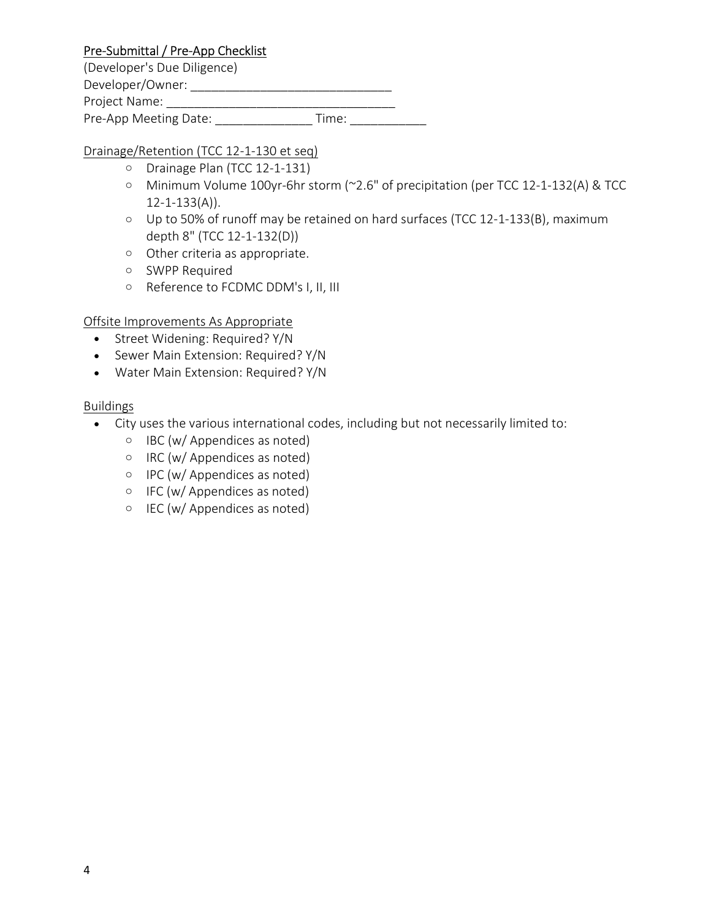Pre-Submittal / Pre-App Checklist

(Developer's Due Diligence)

Developer/Owner: ______________________________

Project Name: _________________________________

Pre-App Meeting Date: ______________ Time: ___________

Drainage/Retention (TCC 12-1-130 et seq)

- Drainage Plan (TCC 12-1-131)
- Minimum Volume 100yr-6hr storm (~2.6" of precipitation (per TCC 12-1-132(A) & TCC 12-1-133(A)).
- Up to 50% of runoff may be retained on hard surfaces (TCC 12-1-133(B), maximum depth 8" (TCC 12-1-132(D))
- Other criteria as appropriate.
- SWPP Required
- Reference to FCDMC DDM's I, II, III

Offsite Improvements As Appropriate

- Street Widening: Required? Y/N
- Sewer Main Extension: Required? Y/N
- Water Main Extension: Required? Y/N

Buildings

- City uses the various international codes, including but not necessarily limited to:
  - IBC (w/ Appendices as noted)
  - IRC (w/ Appendices as noted)
  - IPC (w/ Appendices as noted)
  - IFC (w/ Appendices as noted)
  - IEC (w/ Appendices as noted)